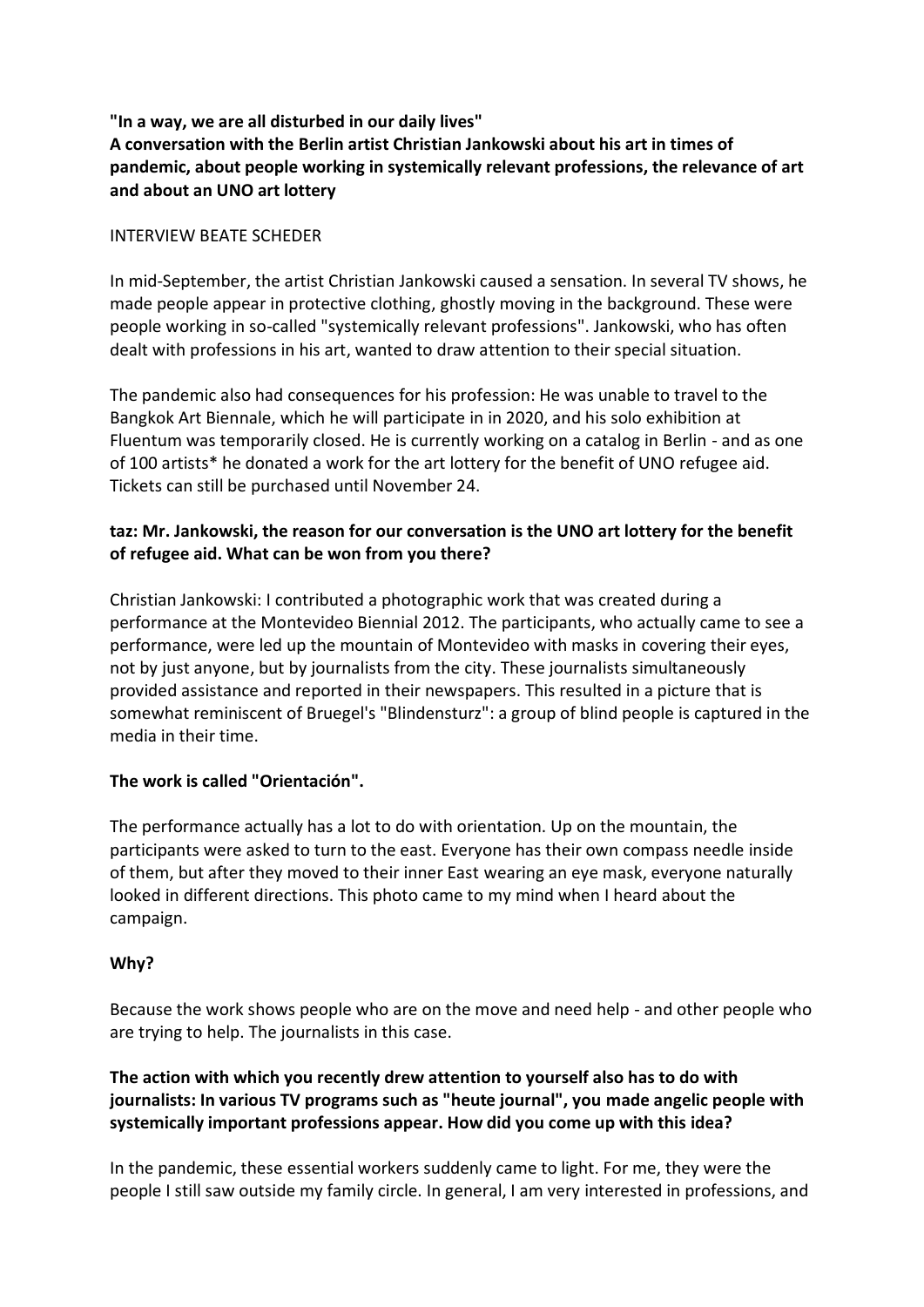**"In a way, we are all disturbed in our daily lives"**

**A conversation with the Berlin artist Christian Jankowski about his art in times of pandemic, about people working in systemically relevant professions, the relevance of art and about an UNO art lottery**

INTERVIEW BEATE SCHEDER

In mid-September, the artist Christian Jankowski caused a sensation. In several TV shows, he made people appear in protective clothing, ghostly moving in the background. These were people working in so-called "systemically relevant professions". Jankowski, who has often dealt with professions in his art, wanted to draw attention to their special situation.

The pandemic also had consequences for his profession: He was unable to travel to the Bangkok Art Biennale, which he will participate in in 2020, and his solo exhibition at Fluentum was temporarily closed. He is currently working on a catalog in Berlin - and as one of 100 artists* he donated a work for the art lottery for the benefit of UNO refugee aid. Tickets can still be purchased until November 24.

**taz: Mr. Jankowski, the reason for our conversation is the UNO art lottery for the benefit of refugee aid. What can be won from you there?**

Christian Jankowski: I contributed a photographic work that was created during a performance at the Montevideo Biennial 2012. The participants, who actually came to see a performance, were led up the mountain of Montevideo with masks in covering their eyes, not by just anyone, but by journalists from the city. These journalists simultaneously provided assistance and reported in their newspapers. This resulted in a picture that is somewhat reminiscent of Bruegel's "Blindensturz": a group of blind people is captured in the media in their time.

**The work is called "Orientación".**

The performance actually has a lot to do with orientation. Up on the mountain, the participants were asked to turn to the east. Everyone has their own compass needle inside of them, but after they moved to their inner East wearing an eye mask, everyone naturally looked in different directions. This photo came to my mind when I heard about the campaign.

**Why?**

Because the work shows people who are on the move and need help - and other people who are trying to help. The journalists in this case.

**The action with which you recently drew attention to yourself also has to do with journalists: In various TV programs such as "heute journal", you made angelic people with systemically important professions appear. How did you come up with this idea?**

In the pandemic, these essential workers suddenly came to light. For me, they were the people I still saw outside my family circle. In general, I am very interested in professions, and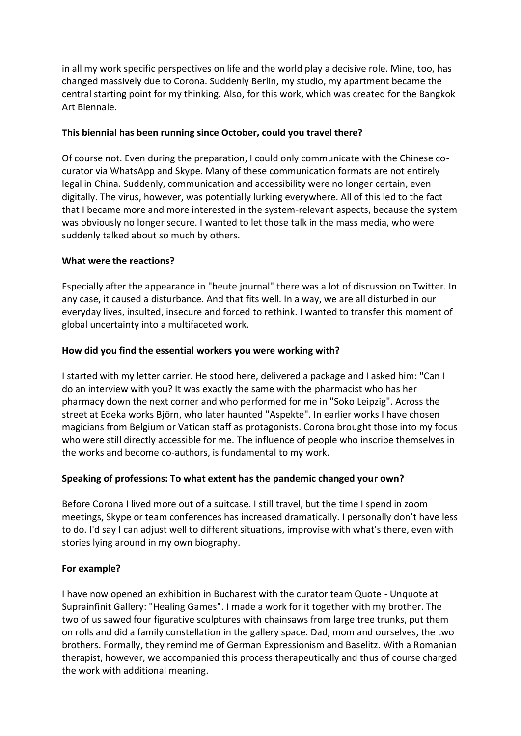in all my work specific perspectives on life and the world play a decisive role. Mine, too, has changed massively due to Corona. Suddenly Berlin, my studio, my apartment became the central starting point for my thinking. Also, for this work, which was created for the Bangkok Art Biennale.

**This biennial has been running since October, could you travel there?**

Of course not. Even during the preparation, I could only communicate with the Chinese co-curator via WhatsApp and Skype. Many of these communication formats are not entirely legal in China. Suddenly, communication and accessibility were no longer certain, even digitally. The virus, however, was potentially lurking everywhere. All of this led to the fact that I became more and more interested in the system-relevant aspects, because the system was obviously no longer secure. I wanted to let those talk in the mass media, who were suddenly talked about so much by others.

**What were the reactions?**

Especially after the appearance in "heute journal" there was a lot of discussion on Twitter. In any case, it caused a disturbance. And that fits well. In a way, we are all disturbed in our everyday lives, insulted, insecure and forced to rethink. I wanted to transfer this moment of global uncertainty into a multifaceted work.

**How did you find the essential workers you were working with?**

I started with my letter carrier. He stood here, delivered a package and I asked him: "Can I do an interview with you? It was exactly the same with the pharmacist who has her pharmacy down the next corner and who performed for me in "Soko Leipzig". Across the street at Edeka works Björn, who later haunted "Aspekte". In earlier works I have chosen magicians from Belgium or Vatican staff as protagonists. Corona brought those into my focus who were still directly accessible for me. The influence of people who inscribe themselves in the works and become co-authors, is fundamental to my work.

**Speaking of professions: To what extent has the pandemic changed your own?**

Before Corona I lived more out of a suitcase. I still travel, but the time I spend in zoom meetings, Skype or team conferences has increased dramatically. I personally don't have less to do. I'd say I can adjust well to different situations, improvise with what's there, even with stories lying around in my own biography.

**For example?**

I have now opened an exhibition in Bucharest with the curator team Quote - Unquote at Suprainfinit Gallery: "Healing Games". I made a work for it together with my brother. The two of us sawed four figurative sculptures with chainsaws from large tree trunks, put them on rolls and did a family constellation in the gallery space. Dad, mom and ourselves, the two brothers. Formally, they remind me of German Expressionism and Baselitz. With a Romanian therapist, however, we accompanied this process therapeutically and thus of course charged the work with additional meaning.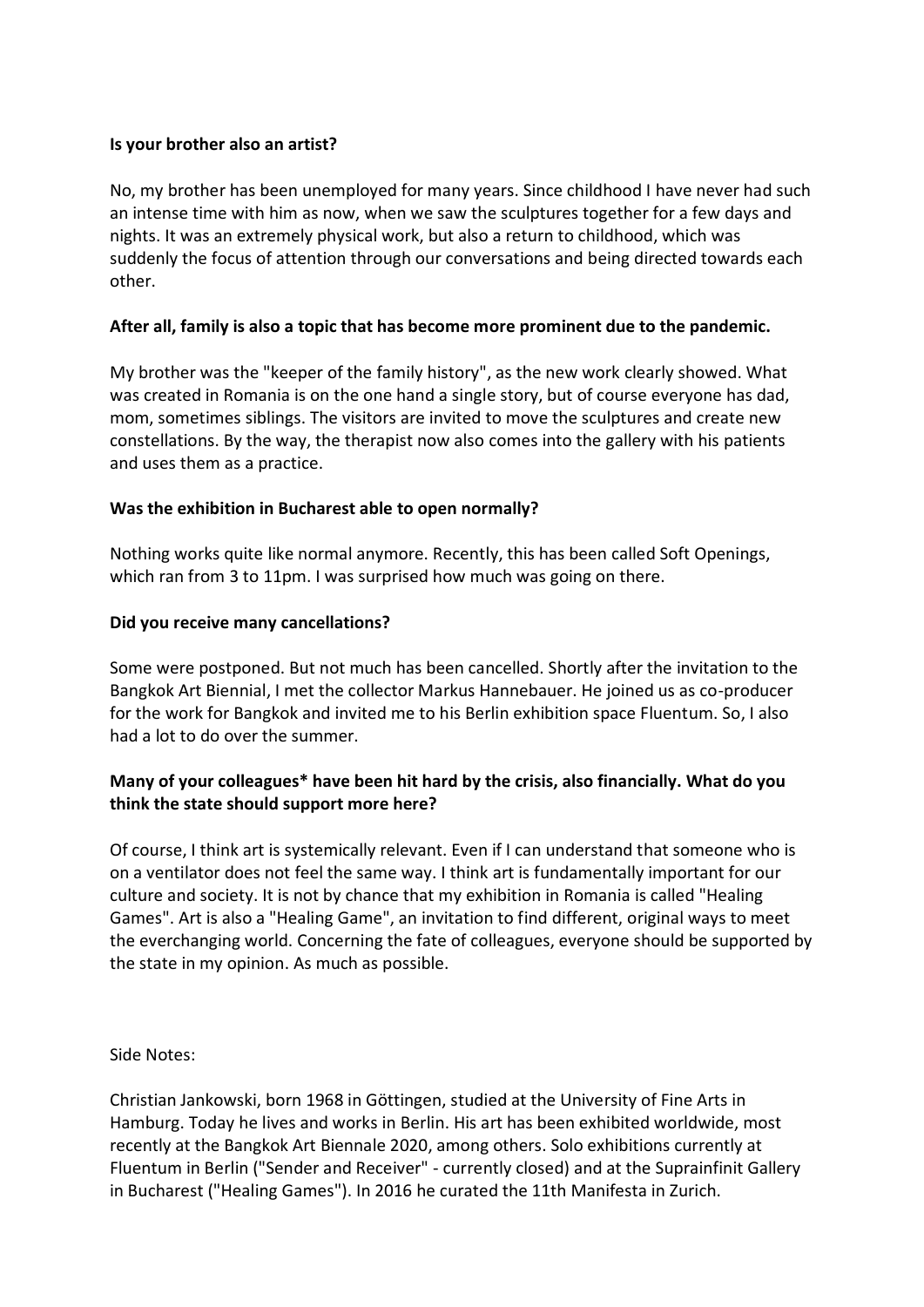**Is your brother also an artist?**

No, my brother has been unemployed for many years. Since childhood I have never had such an intense time with him as now, when we saw the sculptures together for a few days and nights. It was an extremely physical work, but also a return to childhood, which was suddenly the focus of attention through our conversations and being directed towards each other.

**After all, family is also a topic that has become more prominent due to the pandemic.**

My brother was the "keeper of the family history", as the new work clearly showed. What was created in Romania is on the one hand a single story, but of course everyone has dad, mom, sometimes siblings. The visitors are invited to move the sculptures and create new constellations. By the way, the therapist now also comes into the gallery with his patients and uses them as a practice.

**Was the exhibition in Bucharest able to open normally?**

Nothing works quite like normal anymore. Recently, this has been called Soft Openings, which ran from 3 to 11pm. I was surprised how much was going on there.

**Did you receive many cancellations?**

Some were postponed. But not much has been cancelled. Shortly after the invitation to the Bangkok Art Biennial, I met the collector Markus Hannebauer. He joined us as co-producer for the work for Bangkok and invited me to his Berlin exhibition space Fluentum. So, I also had a lot to do over the summer.

**Many of your colleagues* have been hit hard by the crisis, also financially. What do you think the state should support more here?**

Of course, I think art is systemically relevant. Even if I can understand that someone who is on a ventilator does not feel the same way. I think art is fundamentally important for our culture and society. It is not by chance that my exhibition in Romania is called "Healing Games". Art is also a "Healing Game", an invitation to find different, original ways to meet the everchanging world. Concerning the fate of colleagues, everyone should be supported by the state in my opinion. As much as possible.

Side Notes:

Christian Jankowski, born 1968 in Göttingen, studied at the University of Fine Arts in Hamburg. Today he lives and works in Berlin. His art has been exhibited worldwide, most recently at the Bangkok Art Biennale 2020, among others. Solo exhibitions currently at Fluentum in Berlin ("Sender and Receiver" - currently closed) and at the Suprainfinit Gallery in Bucharest ("Healing Games"). In 2016 he curated the 11th Manifesta in Zurich.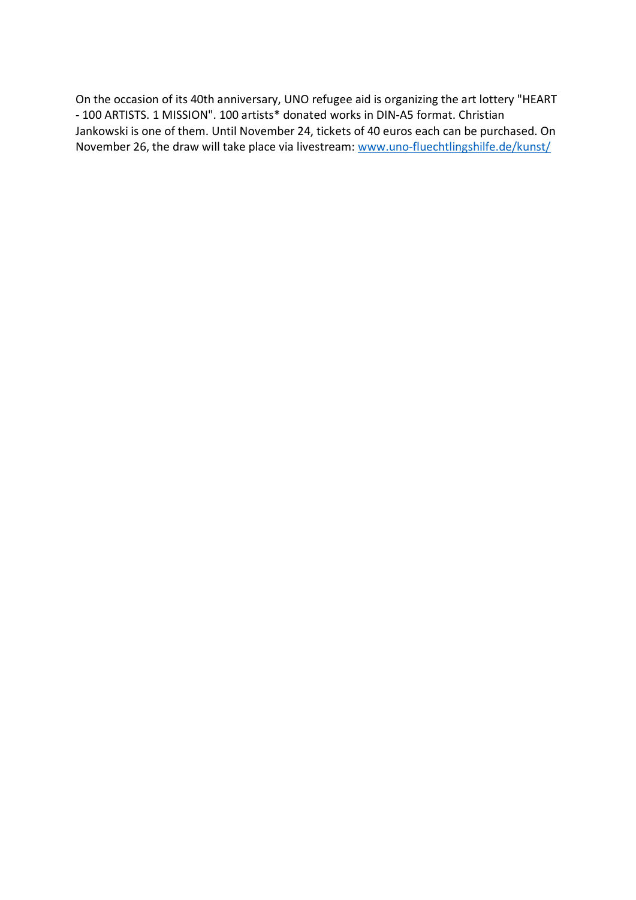On the occasion of its 40th anniversary, UNO refugee aid is organizing the art lottery "HEART - 100 ARTISTS. 1 MISSION". 100 artists* donated works in DIN-A5 format. Christian Jankowski is one of them. Until November 24, tickets of 40 euros each can be purchased. On November 26, the draw will take place via livestream: [www.uno-fluechtlingshilfe.de/kunst/](http://www.uno-fluechtlingshilfe.de/kunst/)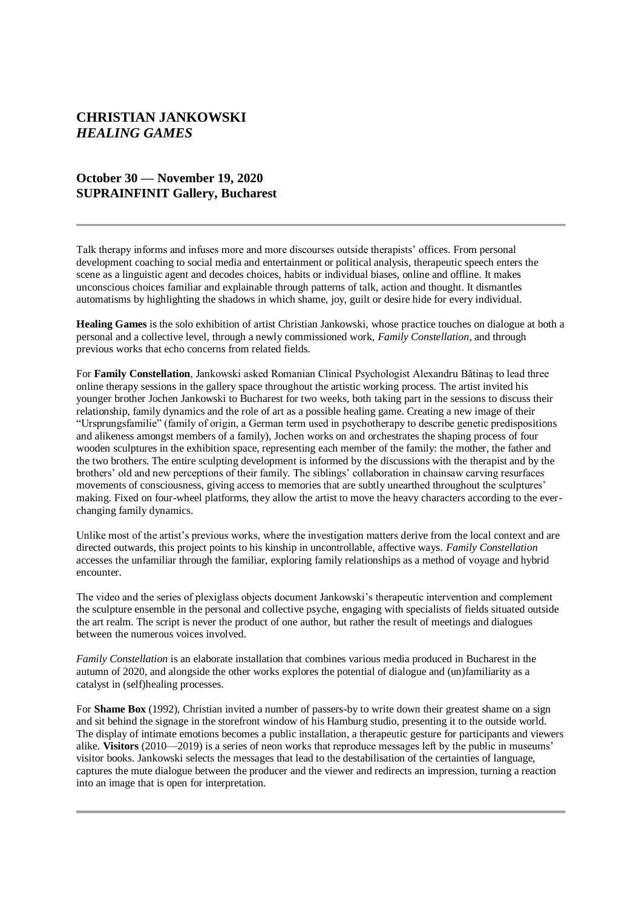## CHRISTIAN JANKOWSKI
## *HEALING GAMES*

### October 30 — November 19, 2020
### SUPRAINFINIT Gallery, Bucharest

---

Talk therapy informs and infuses more and more discourses outside therapists' offices. From personal development coaching to social media and entertainment or political analysis, therapeutic speech enters the scene as a linguistic agent and decodes choices, habits or individual biases, online and offline. It makes unconscious choices familiar and explainable through patterns of talk, action and thought. It dismantles automatisms by highlighting the shadows in which shame, joy, guilt or desire hide for every individual.

**Healing Games** is the solo exhibition of artist Christian Jankowski, whose practice touches on dialogue at both a personal and a collective level, through a newly commissioned work, *Family Constellation*, and through previous works that echo concerns from related fields.

For **Family Constellation**, Jankowski asked Romanian Clinical Psychologist Alexandru Bătinaș to lead three online therapy sessions in the gallery space throughout the artistic working process. The artist invited his younger brother Jochen Jankowski to Bucharest for two weeks, both taking part in the sessions to discuss their relationship, family dynamics and the role of art as a possible healing game. Creating a new image of their "Ursprungsfamilie" (family of origin, a German term used in psychotherapy to describe genetic predispositions and alikeness amongst members of a family), Jochen works on and orchestrates the shaping process of four wooden sculptures in the exhibition space, representing each member of the family: the mother, the father and the two brothers. The entire sculpting development is informed by the discussions with the therapist and by the brothers' old and new perceptions of their family. The siblings' collaboration in chainsaw carving resurfaces movements of consciousness, giving access to memories that are subtly unearthed throughout the sculptures' making. Fixed on four-wheel platforms, they allow the artist to move the heavy characters according to the ever-changing family dynamics.

Unlike most of the artist's previous works, where the investigation matters derive from the local context and are directed outwards, this project points to his kinship in uncontrollable, affective ways. *Family Constellation* accesses the unfamiliar through the familiar, exploring family relationships as a method of voyage and hybrid encounter.

The video and the series of plexiglass objects document Jankowski's therapeutic intervention and complement the sculpture ensemble in the personal and collective psyche, engaging with specialists of fields situated outside the art realm. The script is never the product of one author, but rather the result of meetings and dialogues between the numerous voices involved.

*Family Constellation* is an elaborate installation that combines various media produced in Bucharest in the autumn of 2020, and alongside the other works explores the potential of dialogue and (un)familiarity as a catalyst in (self)healing processes.

For **Shame Box** (1992), Christian invited a number of passers-by to write down their greatest shame on a sign and sit behind the signage in the storefront window of his Hamburg studio, presenting it to the outside world. The display of intimate emotions becomes a public installation, a therapeutic gesture for participants and viewers alike. **Visitors** (2010—2019) is a series of neon works that reproduce messages left by the public in museums' visitor books. Jankowski selects the messages that lead to the destabilisation of the certainties of language, captures the mute dialogue between the producer and the viewer and redirects an impression, turning a reaction into an image that is open for interpretation.

---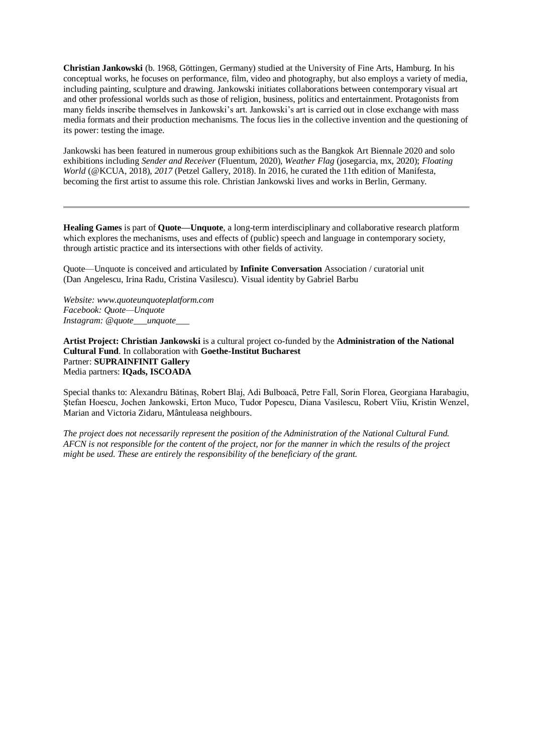**Christian Jankowski** (b. 1968, Göttingen, Germany) studied at the University of Fine Arts, Hamburg. In his conceptual works, he focuses on performance, film, video and photography, but also employs a variety of media, including painting, sculpture and drawing. Jankowski initiates collaborations between contemporary visual art and other professional worlds such as those of religion, business, politics and entertainment. Protagonists from many fields inscribe themselves in Jankowski's art. Jankowski's art is carried out in close exchange with mass media formats and their production mechanisms. The focus lies in the collective invention and the questioning of its power: testing the image.

Jankowski has been featured in numerous group exhibitions such as the Bangkok Art Biennale 2020 and solo exhibitions including *Sender and Receiver* (Fluentum, 2020), *Weather Flag* (josegarcia, mx, 2020); *Floating World* (@KCUA, 2018), *2017* (Petzel Gallery, 2018). In 2016, he curated the 11th edition of Manifesta, becoming the first artist to assume this role. Christian Jankowski lives and works in Berlin, Germany.

---

**Healing Games** is part of **Quote—Unquote**, a long-term interdisciplinary and collaborative research platform which explores the mechanisms, uses and effects of (public) speech and language in contemporary society, through artistic practice and its intersections with other fields of activity.

Quote—Unquote is conceived and articulated by **Infinite Conversation** Association / curatorial unit (Dan Angelescu, Irina Radu, Cristina Vasilescu). Visual identity by Gabriel Barbu

*Website: www.quoteunquoteplatform.com*
*Facebook: Quote—Unquote*
*Instagram: @quote___unquote___*

**Artist Project: Christian Jankowski** is a cultural project co-funded by the **Administration of the National Cultural Fund**. In collaboration with **Goethe-Institut Bucharest**
Partner: **SUPRAINFINIT Gallery**
Media partners: **IQads, ISCOADA**

Special thanks to: Alexandru Bătinaș, Robert Blaj, Adi Bulboacă, Petre Fall, Sorin Florea, Georgiana Harabagiu, Ștefan Hoescu, Jochen Jankowski, Erton Muco, Tudor Popescu, Diana Vasilescu, Robert Viîu, Kristin Wenzel, Marian and Victoria Zidaru, Mântuleasa neighbours.

*The project does not necessarily represent the position of the Administration of the National Cultural Fund. AFCN is not responsible for the content of the project, nor for the manner in which the results of the project might be used. These are entirely the responsibility of the beneficiary of the grant.*